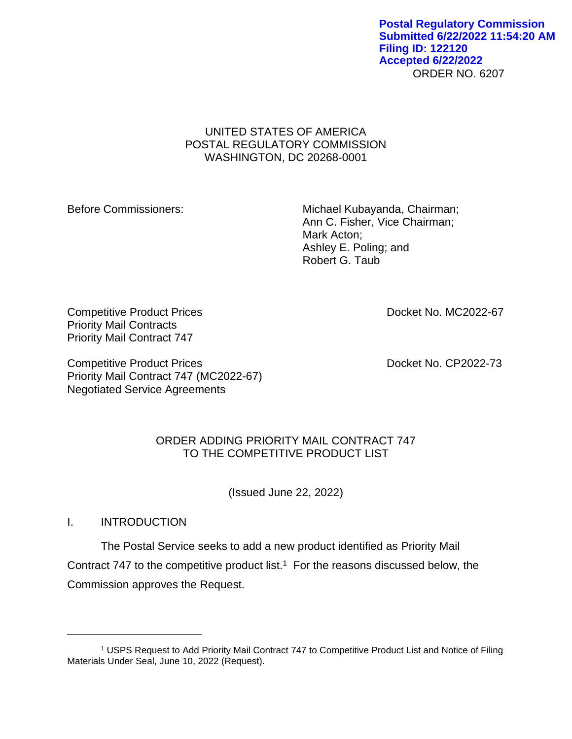Postal Regulatory Commission
Submitted 6/22/2022 11:54:20 AM
Filing ID: 122120
Accepted 6/22/2022

ORDER NO. 6207

UNITED STATES OF AMERICA
POSTAL REGULATORY COMMISSION
WASHINGTON, DC 20268-0001

Before Commissioners:

Michael Kubayanda, Chairman;
Ann C. Fisher, Vice Chairman;
Mark Acton;
Ashley E. Poling; and
Robert G. Taub

Competitive Product Prices
Priority Mail Contracts
Priority Mail Contract 747

Docket No. MC2022-67

Competitive Product Prices
Priority Mail Contract 747 (MC2022-67)
Negotiated Service Agreements

Docket No. CP2022-73

ORDER ADDING PRIORITY MAIL CONTRACT 747
TO THE COMPETITIVE PRODUCT LIST

(Issued June 22, 2022)

## I. INTRODUCTION

The Postal Service seeks to add a new product identified as Priority Mail Contract 747 to the competitive product list.[1] For the reasons discussed below, the Commission approves the Request.

---

[1] USPS Request to Add Priority Mail Contract 747 to Competitive Product List and Notice of Filing Materials Under Seal, June 10, 2022 (Request).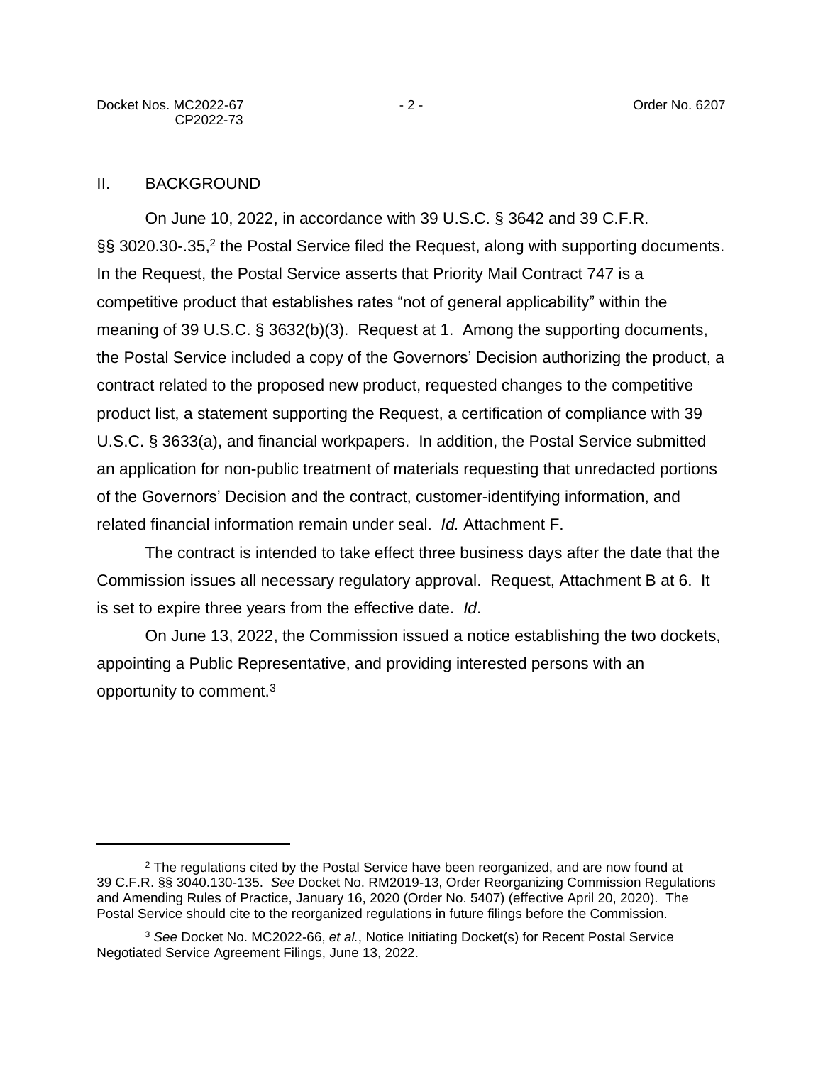## II. BACKGROUND

On June 10, 2022, in accordance with 39 U.S.C. § 3642 and 39 C.F.R. §§ 3020.30-.35,[2] the Postal Service filed the Request, along with supporting documents. In the Request, the Postal Service asserts that Priority Mail Contract 747 is a competitive product that establishes rates "not of general applicability" within the meaning of 39 U.S.C. § 3632(b)(3). Request at 1. Among the supporting documents, the Postal Service included a copy of the Governors' Decision authorizing the product, a contract related to the proposed new product, requested changes to the competitive product list, a statement supporting the Request, a certification of compliance with 39 U.S.C. § 3633(a), and financial workpapers. In addition, the Postal Service submitted an application for non-public treatment of materials requesting that unredacted portions of the Governors' Decision and the contract, customer-identifying information, and related financial information remain under seal. *Id.* Attachment F.

The contract is intended to take effect three business days after the date that the Commission issues all necessary regulatory approval. Request, Attachment B at 6. It is set to expire three years from the effective date. *Id*.

On June 13, 2022, the Commission issued a notice establishing the two dockets, appointing a Public Representative, and providing interested persons with an opportunity to comment.[3]

---

[2] The regulations cited by the Postal Service have been reorganized, and are now found at 39 C.F.R. §§ 3040.130-135. *See* Docket No. RM2019-13, Order Reorganizing Commission Regulations and Amending Rules of Practice, January 16, 2020 (Order No. 5407) (effective April 20, 2020). The Postal Service should cite to the reorganized regulations in future filings before the Commission.

[3] *See* Docket No. MC2022-66, *et al.*, Notice Initiating Docket(s) for Recent Postal Service Negotiated Service Agreement Filings, June 13, 2022.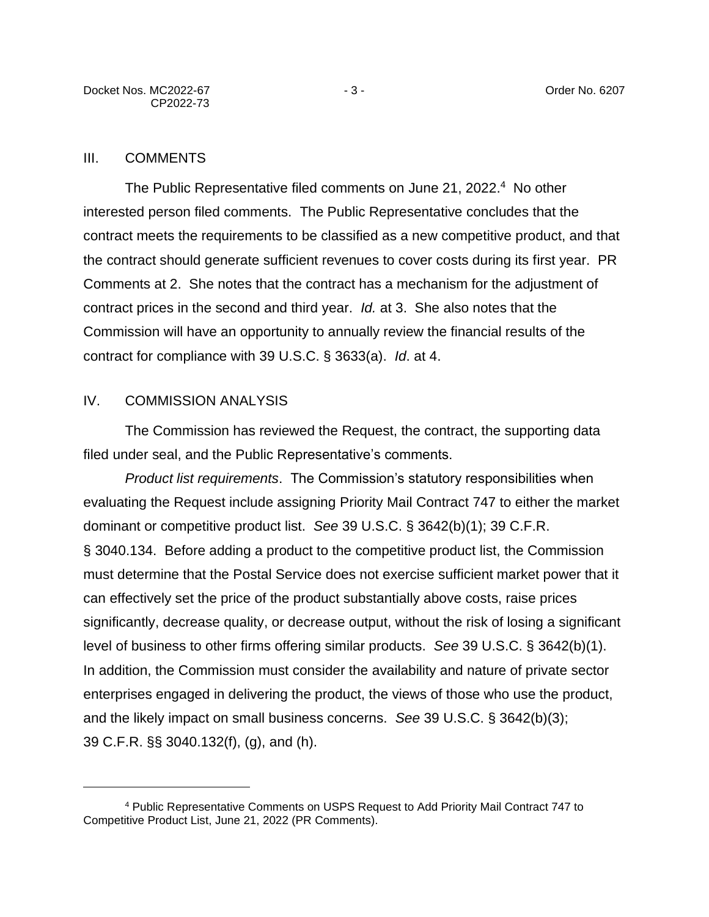## III. COMMENTS

The Public Representative filed comments on June 21, 2022.[4] No other interested person filed comments. The Public Representative concludes that the contract meets the requirements to be classified as a new competitive product, and that the contract should generate sufficient revenues to cover costs during its first year. PR Comments at 2. She notes that the contract has a mechanism for the adjustment of contract prices in the second and third year. *Id.* at 3. She also notes that the Commission will have an opportunity to annually review the financial results of the contract for compliance with 39 U.S.C. § 3633(a). *Id*. at 4.

## IV. COMMISSION ANALYSIS

The Commission has reviewed the Request, the contract, the supporting data filed under seal, and the Public Representative's comments.

*Product list requirements*. The Commission's statutory responsibilities when evaluating the Request include assigning Priority Mail Contract 747 to either the market dominant or competitive product list. *See* 39 U.S.C. § 3642(b)(1); 39 C.F.R. § 3040.134. Before adding a product to the competitive product list, the Commission must determine that the Postal Service does not exercise sufficient market power that it can effectively set the price of the product substantially above costs, raise prices significantly, decrease quality, or decrease output, without the risk of losing a significant level of business to other firms offering similar products. *See* 39 U.S.C. § 3642(b)(1). In addition, the Commission must consider the availability and nature of private sector enterprises engaged in delivering the product, the views of those who use the product, and the likely impact on small business concerns. *See* 39 U.S.C. § 3642(b)(3); 39 C.F.R. §§ 3040.132(f), (g), and (h).

---

[4] Public Representative Comments on USPS Request to Add Priority Mail Contract 747 to Competitive Product List, June 21, 2022 (PR Comments).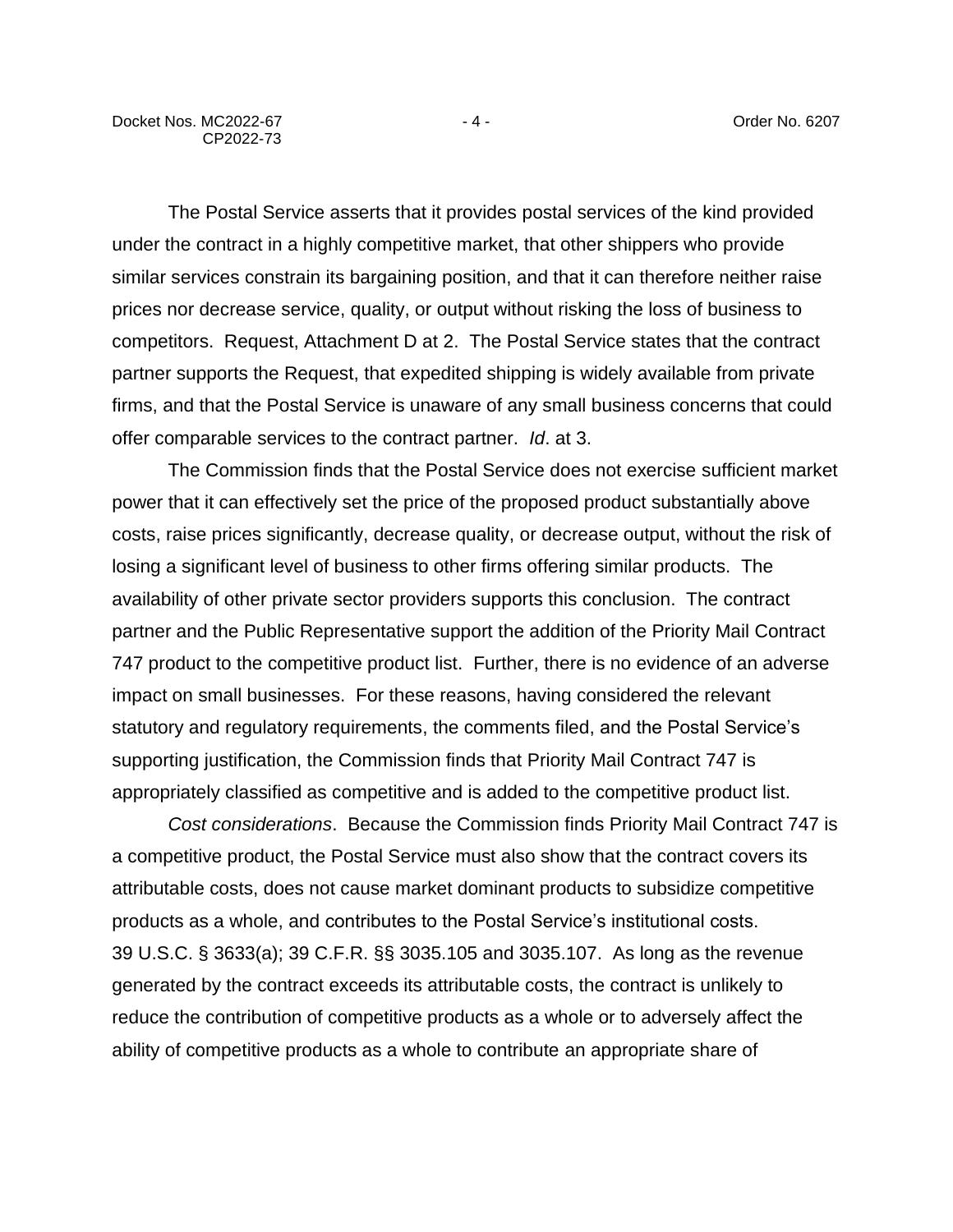The Postal Service asserts that it provides postal services of the kind provided under the contract in a highly competitive market, that other shippers who provide similar services constrain its bargaining position, and that it can therefore neither raise prices nor decrease service, quality, or output without risking the loss of business to competitors. Request, Attachment D at 2. The Postal Service states that the contract partner supports the Request, that expedited shipping is widely available from private firms, and that the Postal Service is unaware of any small business concerns that could offer comparable services to the contract partner. *Id*. at 3.

The Commission finds that the Postal Service does not exercise sufficient market power that it can effectively set the price of the proposed product substantially above costs, raise prices significantly, decrease quality, or decrease output, without the risk of losing a significant level of business to other firms offering similar products. The availability of other private sector providers supports this conclusion. The contract partner and the Public Representative support the addition of the Priority Mail Contract 747 product to the competitive product list. Further, there is no evidence of an adverse impact on small businesses. For these reasons, having considered the relevant statutory and regulatory requirements, the comments filed, and the Postal Service's supporting justification, the Commission finds that Priority Mail Contract 747 is appropriately classified as competitive and is added to the competitive product list.

*Cost considerations*. Because the Commission finds Priority Mail Contract 747 is a competitive product, the Postal Service must also show that the contract covers its attributable costs, does not cause market dominant products to subsidize competitive products as a whole, and contributes to the Postal Service's institutional costs. 39 U.S.C. § 3633(a); 39 C.F.R. §§ 3035.105 and 3035.107. As long as the revenue generated by the contract exceeds its attributable costs, the contract is unlikely to reduce the contribution of competitive products as a whole or to adversely affect the ability of competitive products as a whole to contribute an appropriate share of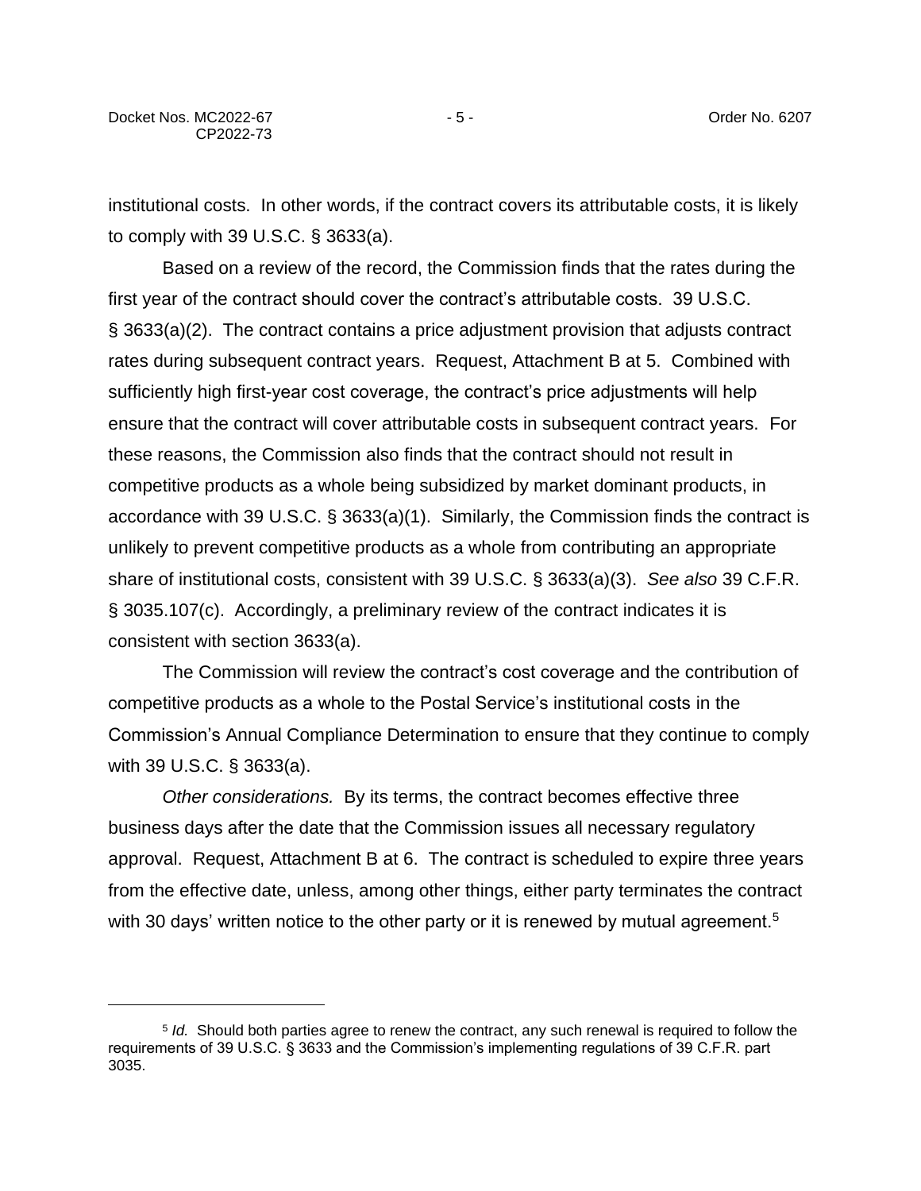institutional costs. In other words, if the contract covers its attributable costs, it is likely to comply with 39 U.S.C. § 3633(a).

Based on a review of the record, the Commission finds that the rates during the first year of the contract should cover the contract's attributable costs. 39 U.S.C. § 3633(a)(2). The contract contains a price adjustment provision that adjusts contract rates during subsequent contract years. Request, Attachment B at 5. Combined with sufficiently high first-year cost coverage, the contract's price adjustments will help ensure that the contract will cover attributable costs in subsequent contract years. For these reasons, the Commission also finds that the contract should not result in competitive products as a whole being subsidized by market dominant products, in accordance with 39 U.S.C. § 3633(a)(1). Similarly, the Commission finds the contract is unlikely to prevent competitive products as a whole from contributing an appropriate share of institutional costs, consistent with 39 U.S.C. § 3633(a)(3). *See also* 39 C.F.R. § 3035.107(c). Accordingly, a preliminary review of the contract indicates it is consistent with section 3633(a).

The Commission will review the contract's cost coverage and the contribution of competitive products as a whole to the Postal Service's institutional costs in the Commission's Annual Compliance Determination to ensure that they continue to comply with 39 U.S.C. § 3633(a).

*Other considerations.* By its terms, the contract becomes effective three business days after the date that the Commission issues all necessary regulatory approval. Request, Attachment B at 6. The contract is scheduled to expire three years from the effective date, unless, among other things, either party terminates the contract with 30 days' written notice to the other party or it is renewed by mutual agreement.[5]

---

[5] *Id.* Should both parties agree to renew the contract, any such renewal is required to follow the requirements of 39 U.S.C. § 3633 and the Commission's implementing regulations of 39 C.F.R. part 3035.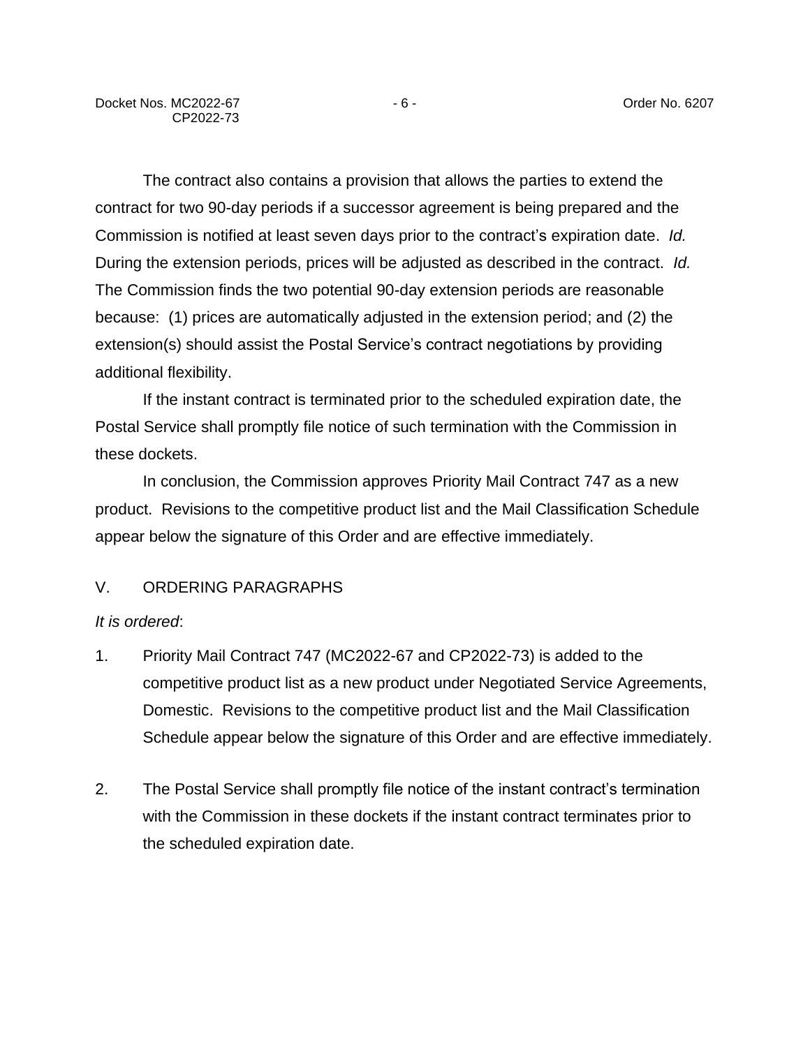The contract also contains a provision that allows the parties to extend the contract for two 90-day periods if a successor agreement is being prepared and the Commission is notified at least seven days prior to the contract's expiration date. *Id.* During the extension periods, prices will be adjusted as described in the contract. *Id.* The Commission finds the two potential 90-day extension periods are reasonable because: (1) prices are automatically adjusted in the extension period; and (2) the extension(s) should assist the Postal Service's contract negotiations by providing additional flexibility.

If the instant contract is terminated prior to the scheduled expiration date, the Postal Service shall promptly file notice of such termination with the Commission in these dockets.

In conclusion, the Commission approves Priority Mail Contract 747 as a new product. Revisions to the competitive product list and the Mail Classification Schedule appear below the signature of this Order and are effective immediately.

## V. ORDERING PARAGRAPHS

*It is ordered*:

1. Priority Mail Contract 747 (MC2022-67 and CP2022-73) is added to the competitive product list as a new product under Negotiated Service Agreements, Domestic. Revisions to the competitive product list and the Mail Classification Schedule appear below the signature of this Order and are effective immediately.

2. The Postal Service shall promptly file notice of the instant contract's termination with the Commission in these dockets if the instant contract terminates prior to the scheduled expiration date.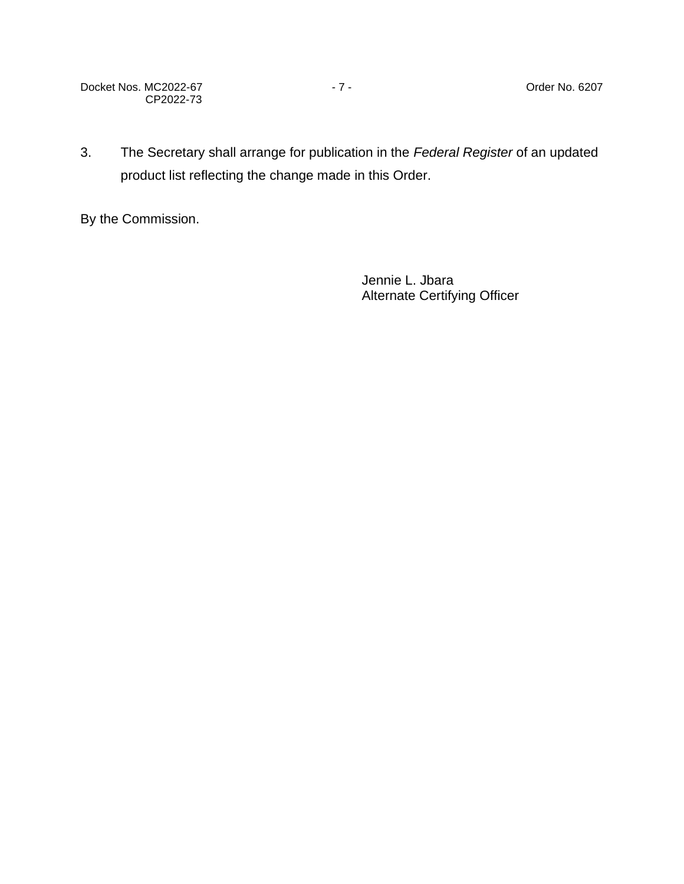3. The Secretary shall arrange for publication in the *Federal Register* of an updated product list reflecting the change made in this Order.

By the Commission.

Jennie L. Jbara
Alternate Certifying Officer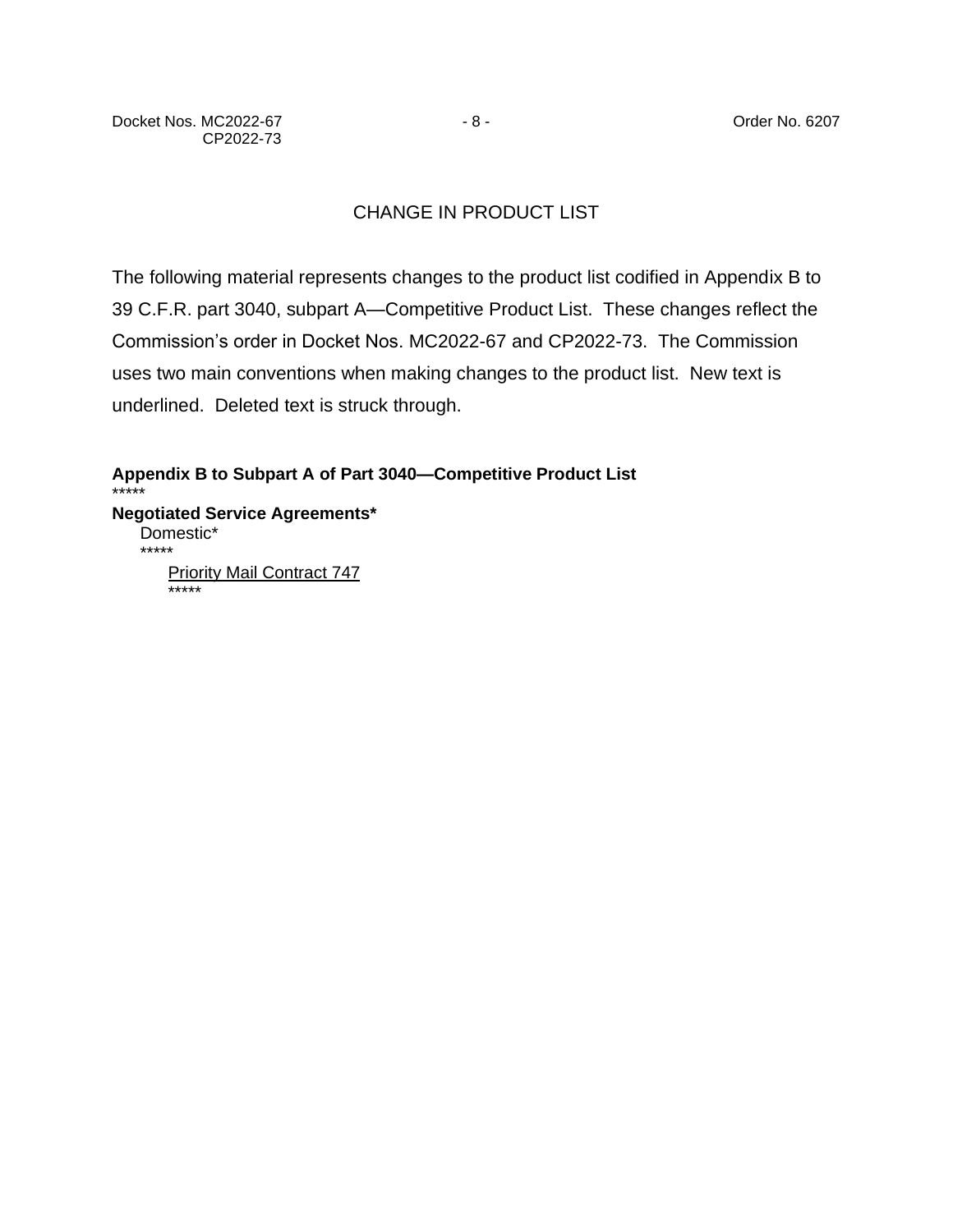## CHANGE IN PRODUCT LIST

The following material represents changes to the product list codified in Appendix B to 39 C.F.R. part 3040, subpart A—Competitive Product List. These changes reflect the Commission's order in Docket Nos. MC2022-67 and CP2022-73. The Commission uses two main conventions when making changes to the product list. New text is underlined. Deleted text is struck through.

**Appendix B to Subpart A of Part 3040—Competitive Product List**

*****

**Negotiated Service Agreements***

&nbsp;&nbsp;&nbsp;&nbsp;Domestic*

&nbsp;&nbsp;&nbsp;&nbsp;*****

&nbsp;&nbsp;&nbsp;&nbsp;&nbsp;&nbsp;&nbsp;&nbsp;<u>Priority Mail Contract 747</u>

&nbsp;&nbsp;&nbsp;&nbsp;&nbsp;&nbsp;&nbsp;&nbsp;*****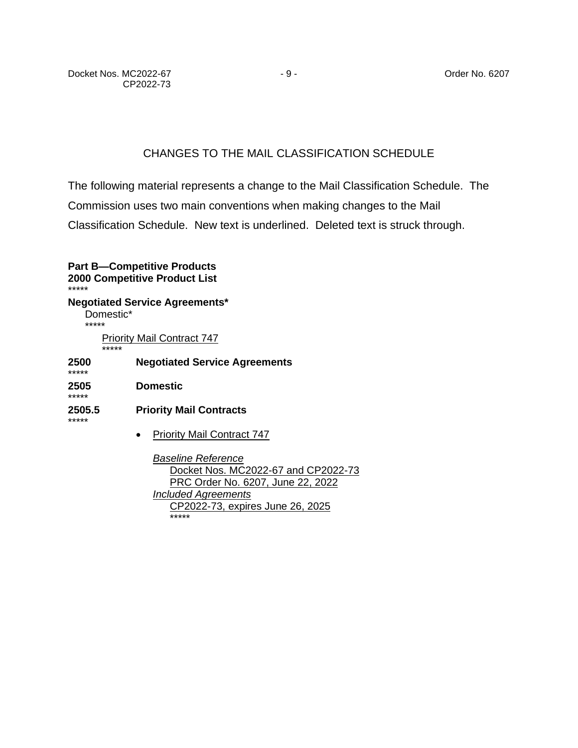## CHANGES TO THE MAIL CLASSIFICATION SCHEDULE

The following material represents a change to the Mail Classification Schedule. The Commission uses two main conventions when making changes to the Mail Classification Schedule. New text is underlined. Deleted text is struck through.

**Part B—Competitive Products**
**2000 Competitive Product List**
*****

**Negotiated Service Agreements***
Domestic*
*****
<u>Priority Mail Contract 747</u>
*****

**2500 Negotiated Service Agreements**
*****

**2505 Domestic**
*****

**2505.5 Priority Mail Contracts**
*****

- <u>Priority Mail Contract 747</u>

  <u>*Baseline Reference*</u>
  <u>Docket Nos. MC2022-67 and CP2022-73</u>
  <u>PRC Order No. 6207, June 22, 2022</u>
  <u>*Included Agreements*</u>
  <u>CP2022-73, expires June 26, 2025</u>
  *****